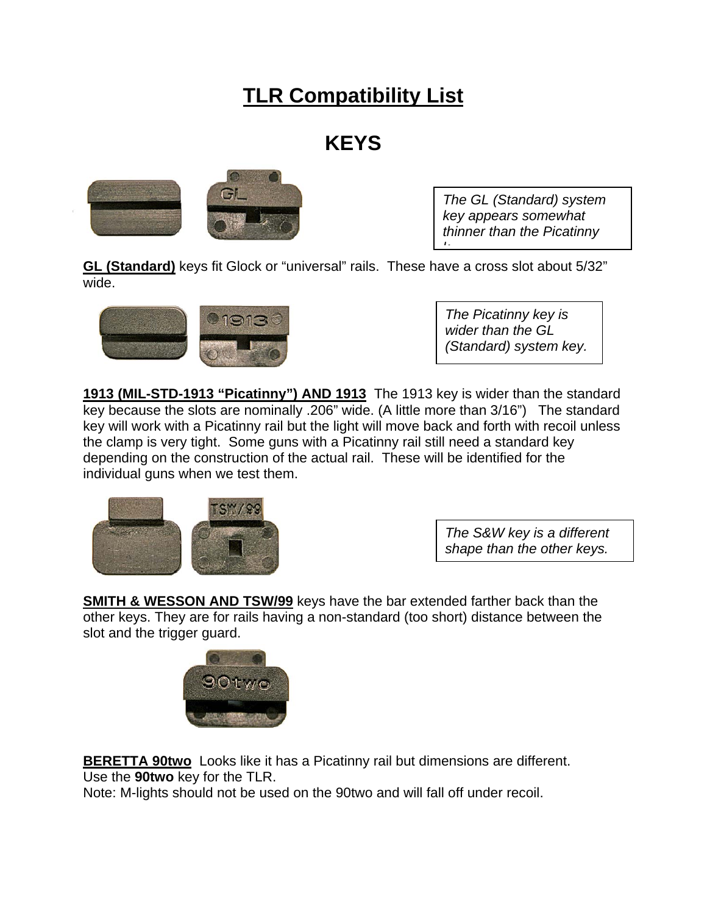# TLR Compatibility List

## KEYS

*The GL (Standard) system key appears somewhat thinner than the Picatinny k*

**GL (Standard)** keys fit Glock or "universal" rails. These have a cross slot about 5/32" wide.

*The Picatinny key is wider than the GL (Standard) system key.*

**1913 (MIL-STD-1913 "Picatinny") AND 1913** The 1913 key is wider than the standard key because the slots are nominally .206" wide. (A little more than 3/16") The standard key will work with a Picatinny rail but the light will move back and forth with recoil unless the clamp is very tight. Some guns with a Picatinny rail still need a standard key depending on the construction of the actual rail. These will be identified for the individual guns when we test them.

*The S&W key is a different shape than the other keys.*

**SMITH & WESSON AND TSW/99** keys have the bar extended farther back than the other keys. They are for rails having a non-standard (too short) distance between the slot and the trigger guard.

**BERETTA 90two** Looks like it has a Picatinny rail but dimensions are different.
Use the **90two** key for the TLR.
Note: M-lights should not be used on the 90two and will fall off under recoil.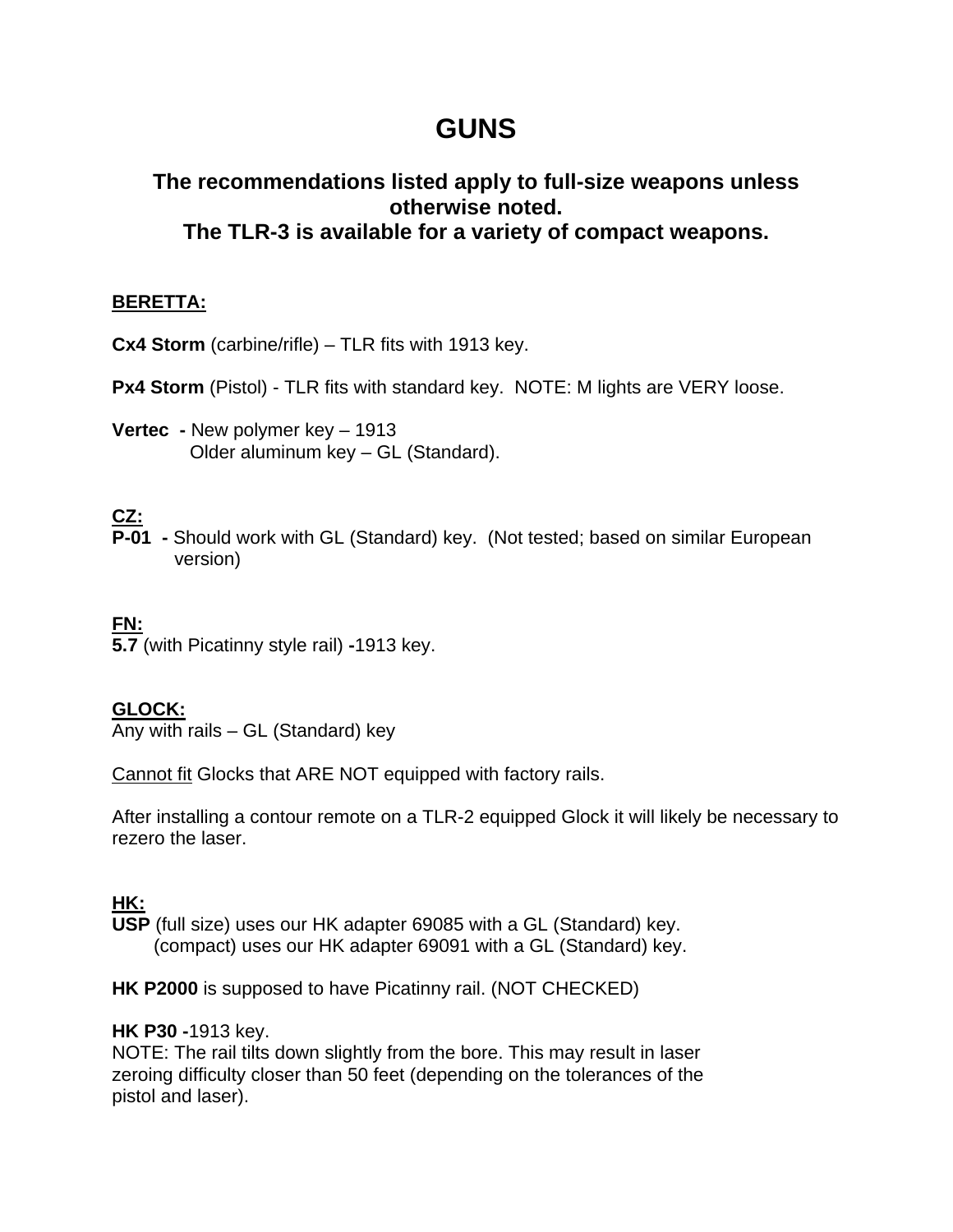# GUNS

## The recommendations listed apply to full-size weapons unless otherwise noted.
## The TLR-3 is available for a variety of compact weapons.

**BERETTA:**

**Cx4 Storm** (carbine/rifle) – TLR fits with 1913 key.

**Px4 Storm** (Pistol) - TLR fits with standard key. NOTE: M lights are VERY loose.

**Vertec -** New polymer key – 1913
Older aluminum key – GL (Standard).

**CZ:**

**P-01 -** Should work with GL (Standard) key. (Not tested; based on similar European version)

**FN:**

**5.7** (with Picatinny style rail) **-**1913 key.

**GLOCK:**

Any with rails – GL (Standard) key

Cannot fit Glocks that ARE NOT equipped with factory rails.

After installing a contour remote on a TLR-2 equipped Glock it will likely be necessary to rezero the laser.

**HK:**

**USP** (full size) uses our HK adapter 69085 with a GL (Standard) key.
(compact) uses our HK adapter 69091 with a GL (Standard) key.

**HK P2000** is supposed to have Picatinny rail. (NOT CHECKED)

**HK P30 -**1913 key.
NOTE: The rail tilts down slightly from the bore. This may result in laser zeroing difficulty closer than 50 feet (depending on the tolerances of the pistol and laser).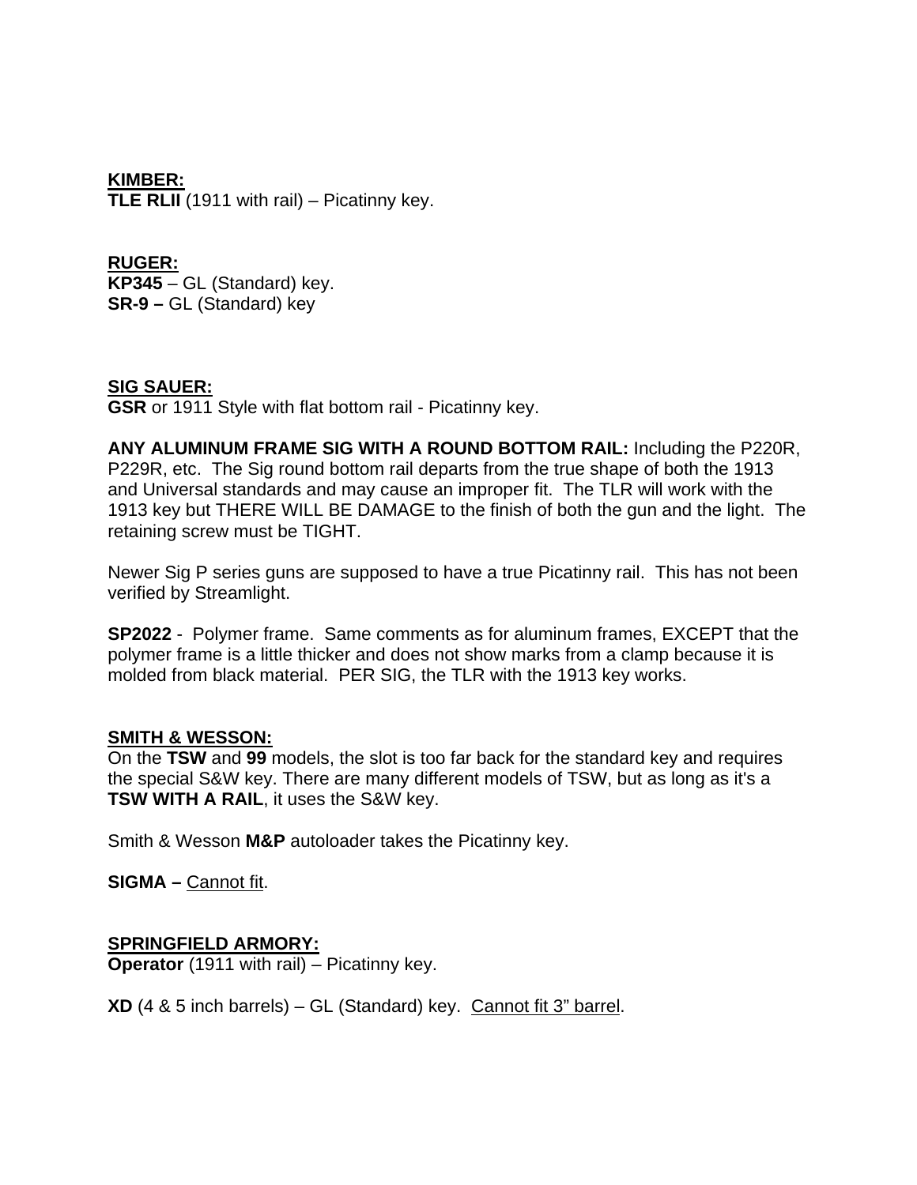**<u>KIMBER:</u>**
**TLE RLII** (1911 with rail) – Picatinny key.

**<u>RUGER:</u>**
**KP345** – GL (Standard) key.
**SR-9 –** GL (Standard) key

**<u>SIG SAUER:</u>**
**GSR** or 1911 Style with flat bottom rail - Picatinny key.

**ANY ALUMINUM FRAME SIG WITH A ROUND BOTTOM RAIL:** Including the P220R, P229R, etc. The Sig round bottom rail departs from the true shape of both the 1913 and Universal standards and may cause an improper fit. The TLR will work with the 1913 key but THERE WILL BE DAMAGE to the finish of both the gun and the light. The retaining screw must be TIGHT.

Newer Sig P series guns are supposed to have a true Picatinny rail. This has not been verified by Streamlight.

**SP2022** - Polymer frame. Same comments as for aluminum frames, EXCEPT that the polymer frame is a little thicker and does not show marks from a clamp because it is molded from black material. PER SIG, the TLR with the 1913 key works.

**<u>SMITH & WESSON:</u>**
On the **TSW** and **99** models, the slot is too far back for the standard key and requires the special S&W key. There are many different models of TSW, but as long as it's a **TSW WITH A RAIL**, it uses the S&W key.

Smith & Wesson **M&P** autoloader takes the Picatinny key.

**SIGMA –** <u>Cannot fit</u>.

**<u>SPRINGFIELD ARMORY:</u>**
**Operator** (1911 with rail) – Picatinny key.

**XD** (4 & 5 inch barrels) – GL (Standard) key. <u>Cannot fit 3" barrel</u>.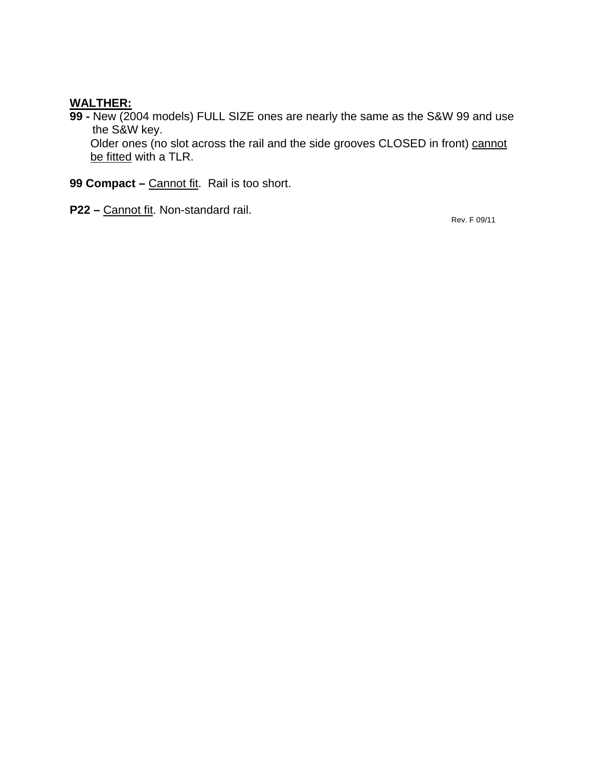**WALTHER:**

**99 -** New (2004 models) FULL SIZE ones are nearly the same as the S&W 99 and use the S&W key.
Older ones (no slot across the rail and the side grooves CLOSED in front) <u>cannot be fitted</u> with a TLR.

**99 Compact –** <u>Cannot fit</u>. Rail is too short.

**P22 –** <u>Cannot fit</u>. Non-standard rail.

Rev. F 09/11